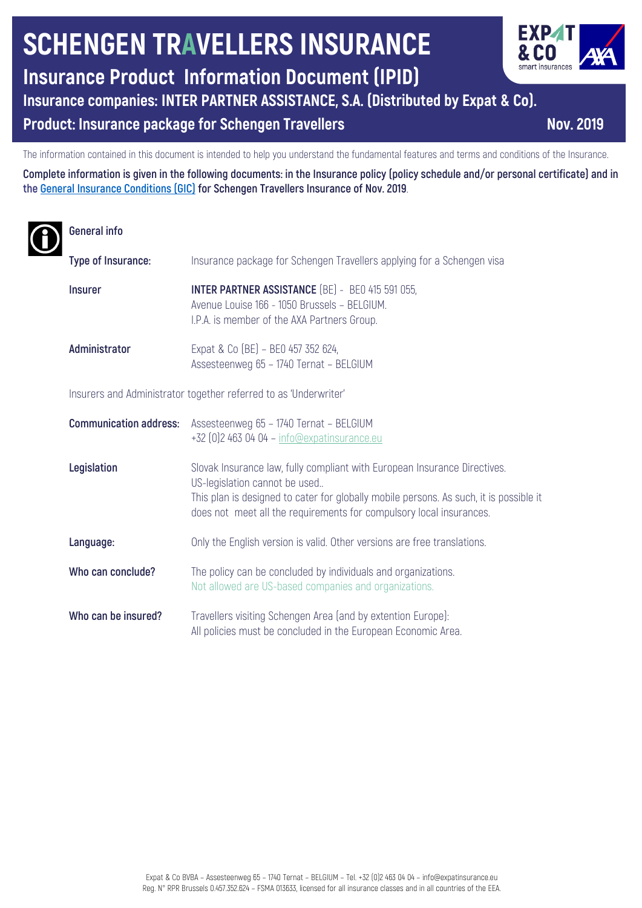# SCHENGEN TRAVELLERS INSURANCE

## Insurance Product Information Document (IPID)

### Insurance companies: INTER PARTNER ASSISTANCE, S.A. (Distributed by Expat & Co).

### Product: Insurance package for Schengen Travellers

**Nov. 2019**

The information contained in this document is intended to help you understand the fundamental features and terms and conditions of the Insurance.

**Complete information is given in the following documents: in the Insurance policy (policy schedule and/or personal certificate) and in the General Insurance Conditions (GIC) for Schengen Travellers Insurance of Nov. 2019**.

## General info

| | |
|---|---|
| **Type of Insurance:** | Insurance package for Schengen Travellers applying for a Schengen visa |
| **Insurer** | **INTER PARTNER ASSISTANCE** (BE) - BE0 415 591 055, Avenue Louise 166 - 1050 Brussels – BELGIUM. I.P.A. is member of the AXA Partners Group. |
| **Administrator** | Expat & Co (BE) – BE0 457 352 624, Assesteenweg 65 – 1740 Ternat – BELGIUM |

Insurers and Administrator together referred to as 'Underwriter'

| | |
|---|---|
| **Communication address:** | Assesteenweg 65 – 1740 Ternat – BELGIUM<br>+32 (0)2 463 04 04 – info@expatinsurance.eu |
| **Legislation** | Slovak Insurance law, fully compliant with European Insurance Directives.<br>US-legislation cannot be used..<br>This plan is designed to cater for globally mobile persons. As such, it is possible it does not meet all the requirements for compulsory local insurances. |
| **Language:** | Only the English version is valid. Other versions are free translations. |
| **Who can conclude?** | The policy can be concluded by individuals and organizations.<br>Not allowed are US-based companies and organizations. |
| **Who can be insured?** | Travellers visiting Schengen Area (and by extention Europe):<br>All policies must be concluded in the European Economic Area. |

Expat & Co BVBA – Assesteenweg 65 – 1740 Ternat – BELGIUM – Tel. +32 (0)2 463 04 04 – info@expatinsurance.eu
Reg. N° RPR Brussels 0.457.352.624 – FSMA 013633, licensed for all insurance classes and in all countries of the EEA.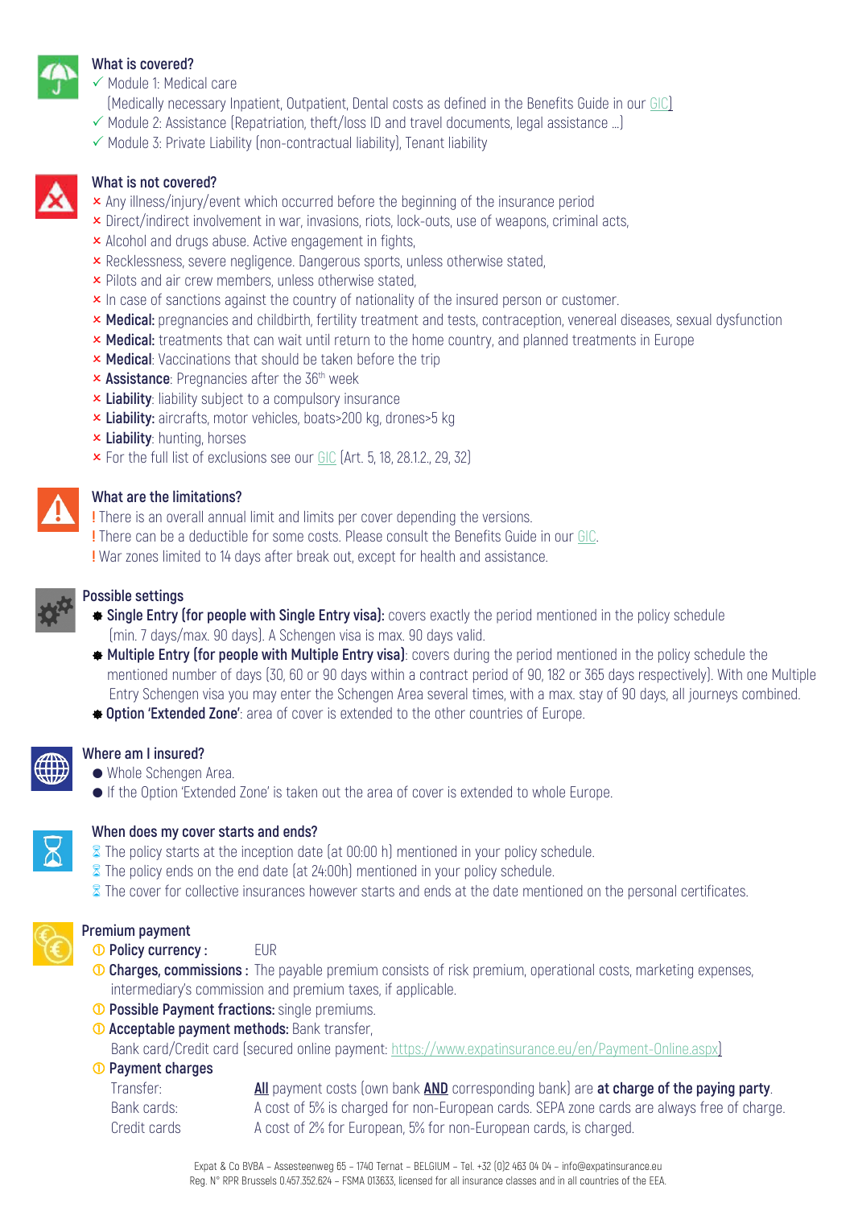### What is covered?

- ✓ Module 1: Medical care
  (Medically necessary Inpatient, Outpatient, Dental costs as defined in the Benefits Guide in our GIC)
- ✓ Module 2: Assistance (Repatriation, theft/loss ID and travel documents, legal assistance …)
- ✓ Module 3: Private Liability (non-contractual liability), Tenant liability

### What is not covered?

- × Any illness/injury/event which occurred before the beginning of the insurance period
- × Direct/indirect involvement in war, invasions, riots, lock-outs, use of weapons, criminal acts,
- × Alcohol and drugs abuse. Active engagement in fights,
- × Recklessness, severe negligence. Dangerous sports, unless otherwise stated,
- × Pilots and air crew members, unless otherwise stated,
- × In case of sanctions against the country of nationality of the insured person or customer.
- × **Medical:** pregnancies and childbirth, fertility treatment and tests, contraception, venereal diseases, sexual dysfunction
- × **Medical:** treatments that can wait until return to the home country, and planned treatments in Europe
- × **Medical**: Vaccinations that should be taken before the trip
- × **Assistance**: Pregnancies after the 36th week
- × **Liability**: liability subject to a compulsory insurance
- × **Liability:** aircrafts, motor vehicles, boats>200 kg, drones>5 kg
- × **Liability**: hunting, horses
- × For the full list of exclusions see our GIC (Art. 5, 18, 28.1.2., 29, 32)

### What are the limitations?

- ! There is an overall annual limit and limits per cover depending the versions.
- ! There can be a deductible for some costs. Please consult the Benefits Guide in our GIC.
- ! War zones limited to 14 days after break out, except for health and assistance.

### Possible settings

- **Single Entry (for people with Single Entry visa):** covers exactly the period mentioned in the policy schedule (min. 7 days/max. 90 days). A Schengen visa is max. 90 days valid.
- **Multiple Entry (for people with Multiple Entry visa)**: covers during the period mentioned in the policy schedule the mentioned number of days (30, 60 or 90 days within a contract period of 90, 182 or 365 days respectively). With one Multiple Entry Schengen visa you may enter the Schengen Area several times, with a max. stay of 90 days, all journeys combined.
- **Option 'Extended Zone'**: area of cover is extended to the other countries of Europe.

### Where am I insured?

- Whole Schengen Area.
- If the Option 'Extended Zone' is taken out the area of cover is extended to whole Europe.

### When does my cover starts and ends?

- The policy starts at the inception date (at 00:00 h) mentioned in your policy schedule.
- The policy ends on the end date (at 24:00h) mentioned in your policy schedule.
- The cover for collective insurances however starts and ends at the date mentioned on the personal certificates.

### Premium payment

- **Policy currency :** EUR
- **Charges, commissions :** The payable premium consists of risk premium, operational costs, marketing expenses, intermediary's commission and premium taxes, if applicable.
- **Possible Payment fractions:** single premiums.
- **Acceptable payment methods:** Bank transfer,
  Bank card/Credit card (secured online payment: https://www.expatinsurance.eu/en/Payment-Online.aspx)
- **Payment charges**

| | |
|---|---|
| Transfer: | **All** payment costs (own bank **AND** corresponding bank) are **at charge of the paying party**. |
| Bank cards: | A cost of 5% is charged for non-European cards. SEPA zone cards are always free of charge. |
| Credit cards | A cost of 2% for European, 5% for non-European cards, is charged. |

Expat & Co BVBA – Assesteenweg 65 – 1740 Ternat – BELGIUM – Tel. +32 (0)2 463 04 04 – info@expatinsurance.eu
Reg. N° RPR Brussels 0.457.352.624 – FSMA 013633, licensed for all insurance classes and in all countries of the EEA.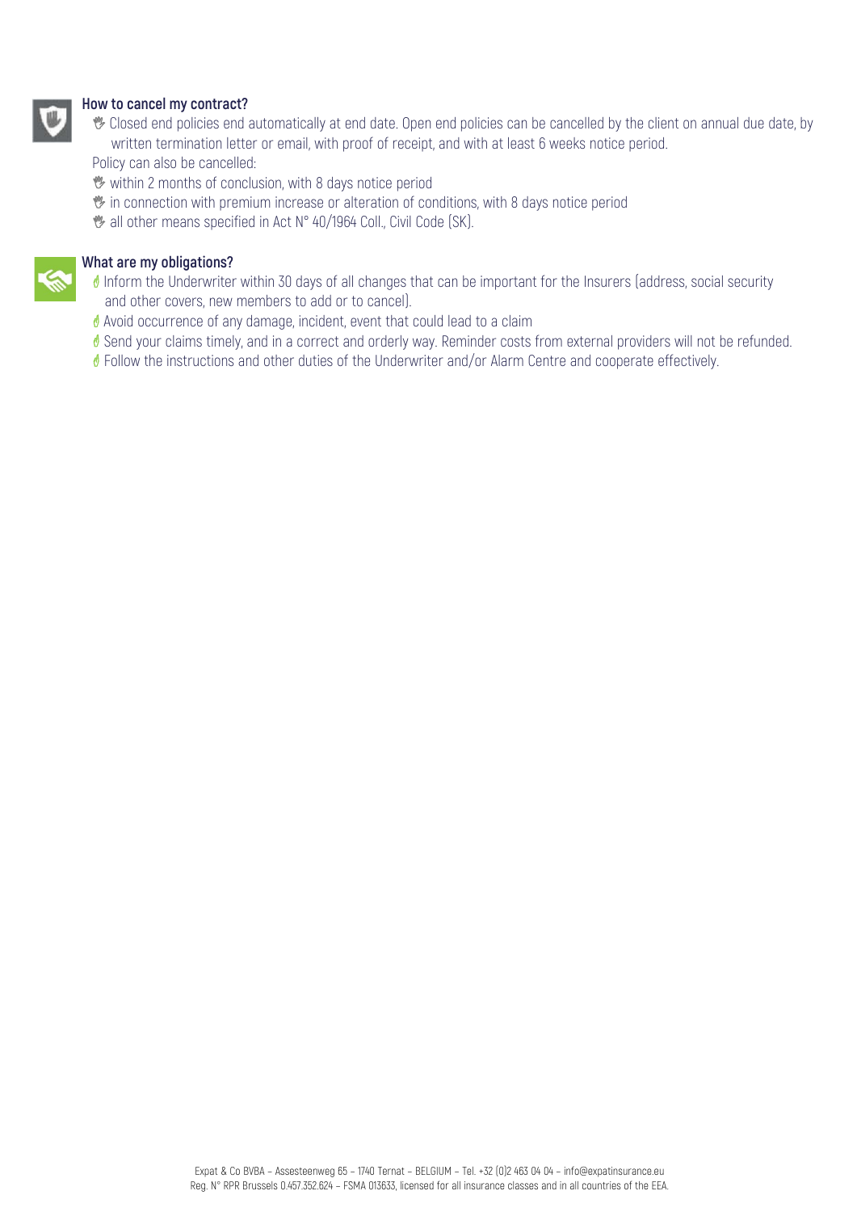### How to cancel my contract?

- Closed end policies end automatically at end date. Open end policies can be cancelled by the client on annual due date, by written termination letter or email, with proof of receipt, and with at least 6 weeks notice period.

Policy can also be cancelled:

- within 2 months of conclusion, with 8 days notice period
- in connection with premium increase or alteration of conditions, with 8 days notice period
- all other means specified in Act N° 40/1964 Coll., Civil Code (SK).

### What are my obligations?

- Inform the Underwriter within 30 days of all changes that can be important for the Insurers (address, social security and other covers, new members to add or to cancel).
- Avoid occurrence of any damage, incident, event that could lead to a claim
- Send your claims timely, and in a correct and orderly way. Reminder costs from external providers will not be refunded.
- Follow the instructions and other duties of the Underwriter and/or Alarm Centre and cooperate effectively.

Expat & Co BVBA – Assesteenweg 65 – 1740 Ternat – BELGIUM – Tel. +32 (0)2 463 04 04 – info@expatinsurance.eu
Reg. N° RPR Brussels 0.457.352.624 – FSMA 013633, licensed for all insurance classes and in all countries of the EEA.